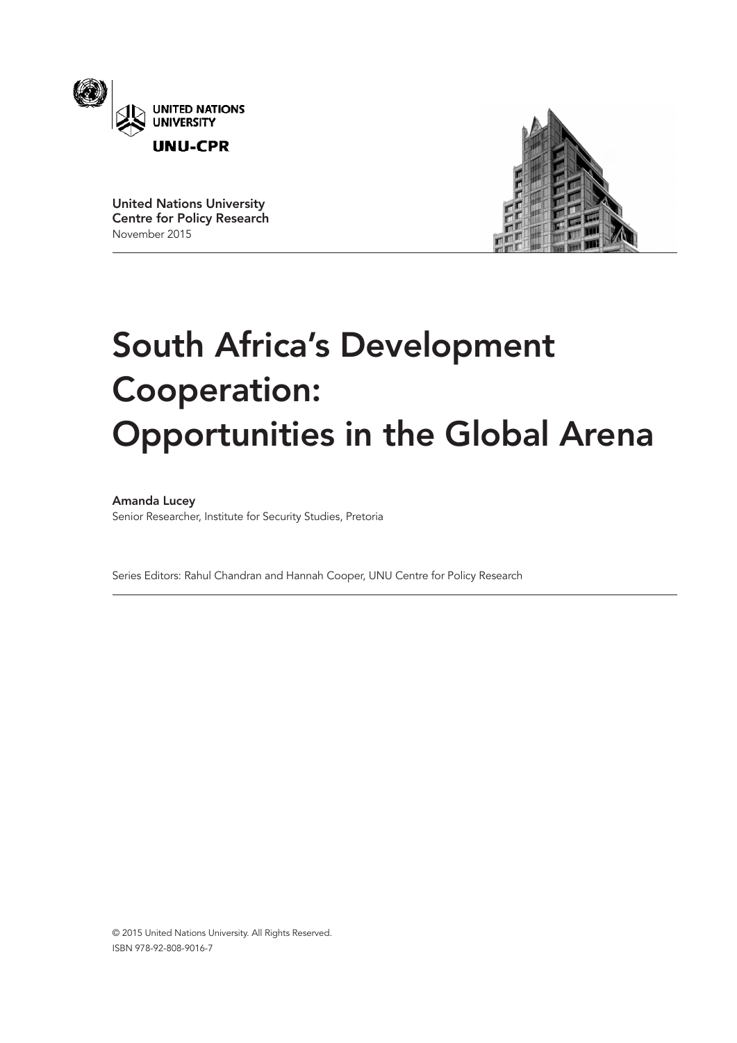UNITED NATIONS UNIVERSITY

UNU-CPR

United Nations University
Centre for Policy Research
November 2015

# South Africa's Development Cooperation: Opportunities in the Global Arena

**Amanda Lucey**
Senior Researcher, Institute for Security Studies, Pretoria

Series Editors: Rahul Chandran and Hannah Cooper, UNU Centre for Policy Research

© 2015 United Nations University. All Rights Reserved.
ISBN 978-92-808-9016-7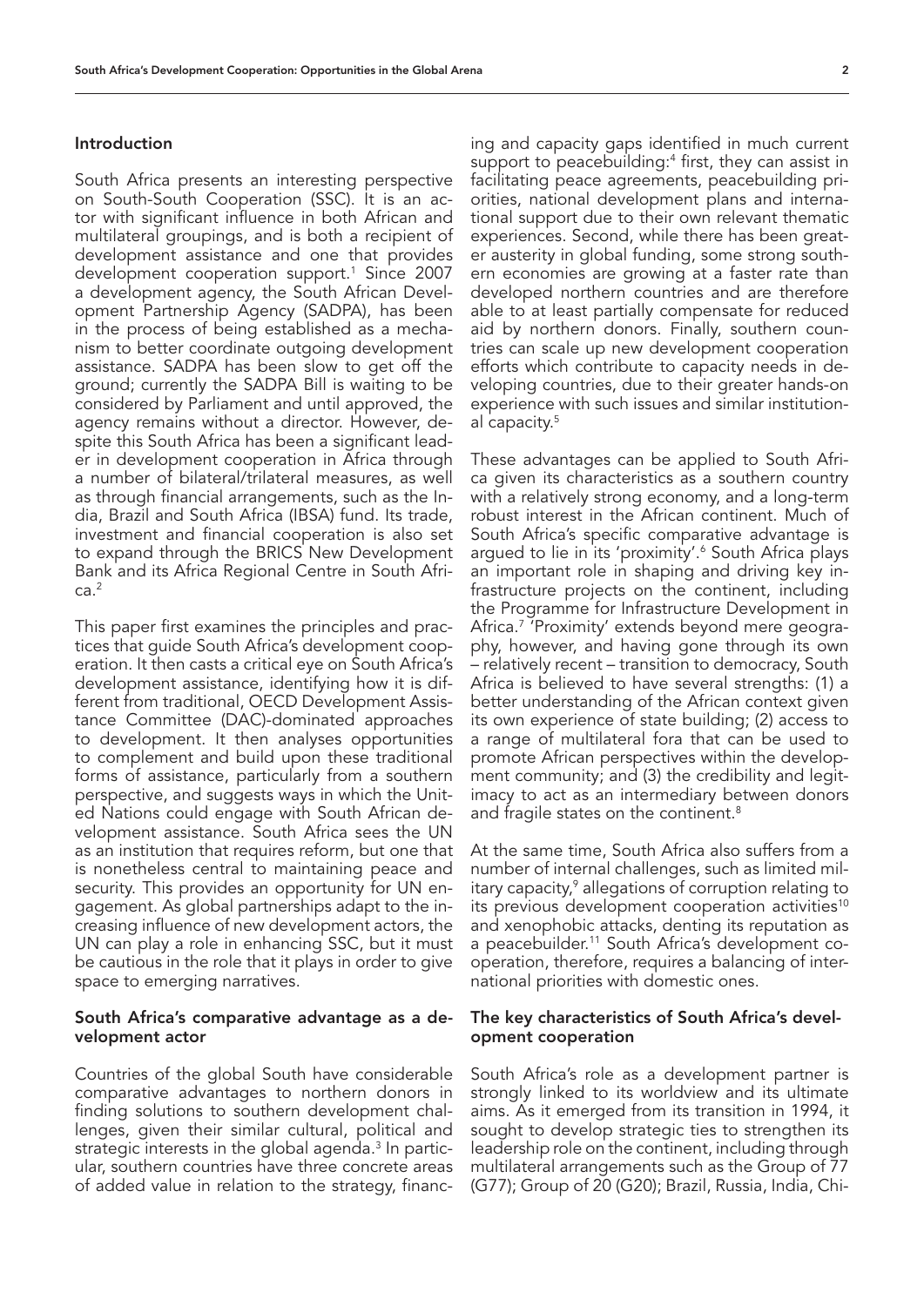## Introduction

South Africa presents an interesting perspective on South-South Cooperation (SSC). It is an actor with significant influence in both African and multilateral groupings, and is both a recipient of development assistance and one that provides development cooperation support.[1] Since 2007 a development agency, the South African Development Partnership Agency (SADPA), has been in the process of being established as a mechanism to better coordinate outgoing development assistance. SADPA has been slow to get off the ground; currently the SADPA Bill is waiting to be considered by Parliament and until approved, the agency remains without a director. However, despite this South Africa has been a significant leader in development cooperation in Africa through a number of bilateral/trilateral measures, as well as through financial arrangements, such as the India, Brazil and South Africa (IBSA) fund. Its trade, investment and financial cooperation is also set to expand through the BRICS New Development Bank and its Africa Regional Centre in South Africa.[2]

This paper first examines the principles and practices that guide South Africa's development cooperation. It then casts a critical eye on South Africa's development assistance, identifying how it is different from traditional, OECD Development Assistance Committee (DAC)-dominated approaches to development. It then analyses opportunities to complement and build upon these traditional forms of assistance, particularly from a southern perspective, and suggests ways in which the United Nations could engage with South African development assistance. South Africa sees the UN as an institution that requires reform, but one that is nonetheless central to maintaining peace and security. This provides an opportunity for UN engagement. As global partnerships adapt to the increasing influence of new development actors, the UN can play a role in enhancing SSC, but it must be cautious in the role that it plays in order to give space to emerging narratives.

## South Africa's comparative advantage as a development actor

Countries of the global South have considerable comparative advantages to northern donors in finding solutions to southern development challenges, given their similar cultural, political and strategic interests in the global agenda.[3] In particular, southern countries have three concrete areas of added value in relation to the strategy, financing and capacity gaps identified in much current support to peacebuilding:[4] first, they can assist in facilitating peace agreements, peacebuilding priorities, national development plans and international support due to their own relevant thematic experiences. Second, while there has been greater austerity in global funding, some strong southern economies are growing at a faster rate than developed northern countries and are therefore able to at least partially compensate for reduced aid by northern donors. Finally, southern countries can scale up new development cooperation efforts which contribute to capacity needs in developing countries, due to their greater hands-on experience with such issues and similar institutional capacity.[5]

These advantages can be applied to South Africa given its characteristics as a southern country with a relatively strong economy, and a long-term robust interest in the African continent. Much of South Africa's specific comparative advantage is argued to lie in its 'proximity'.[6] South Africa plays an important role in shaping and driving key infrastructure projects on the continent, including the Programme for Infrastructure Development in Africa.[7] 'Proximity' extends beyond mere geography, however, and having gone through its own – relatively recent – transition to democracy, South Africa is believed to have several strengths: (1) a better understanding of the African context given its own experience of state building; (2) access to a range of multilateral fora that can be used to promote African perspectives within the development community; and (3) the credibility and legitimacy to act as an intermediary between donors and fragile states on the continent.[8]

At the same time, South Africa also suffers from a number of internal challenges, such as limited military capacity,[9] allegations of corruption relating to its previous development cooperation activities[10] and xenophobic attacks, denting its reputation as a peacebuilder.[11] South Africa's development cooperation, therefore, requires a balancing of international priorities with domestic ones.

## The key characteristics of South Africa's development cooperation

South Africa's role as a development partner is strongly linked to its worldview and its ultimate aims. As it emerged from its transition in 1994, it sought to develop strategic ties to strengthen its leadership role on the continent, including through multilateral arrangements such as the Group of 77 (G77); Group of 20 (G20); Brazil, Russia, India, Chi-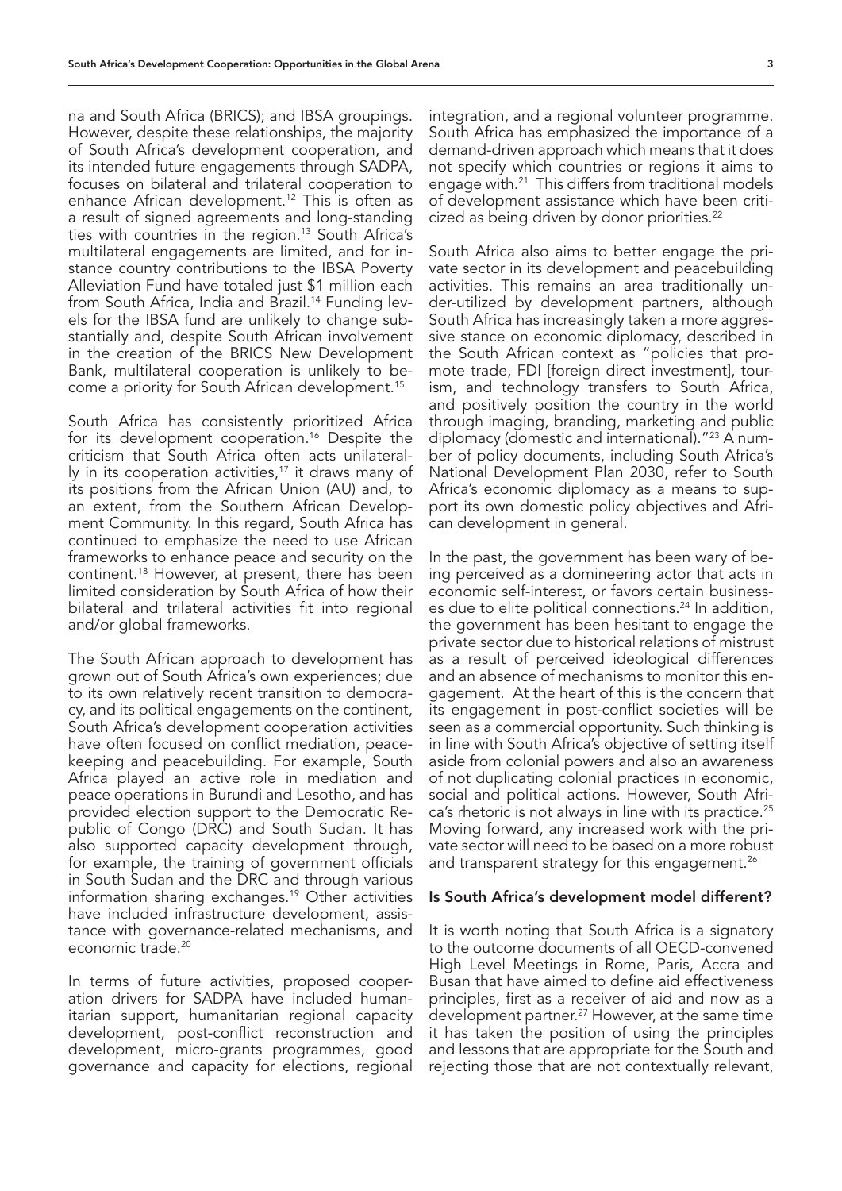na and South Africa (BRICS); and IBSA groupings. However, despite these relationships, the majority of South Africa's development cooperation, and its intended future engagements through SADPA, focuses on bilateral and trilateral cooperation to enhance African development.[12] This is often as a result of signed agreements and long-standing ties with countries in the region.[13] South Africa's multilateral engagements are limited, and for instance country contributions to the IBSA Poverty Alleviation Fund have totaled just $1 million each from South Africa, India and Brazil.[14] Funding levels for the IBSA fund are unlikely to change substantially and, despite South African involvement in the creation of the BRICS New Development Bank, multilateral cooperation is unlikely to become a priority for South African development.[15]

South Africa has consistently prioritized Africa for its development cooperation.[16] Despite the criticism that South Africa often acts unilaterally in its cooperation activities,[17] it draws many of its positions from the African Union (AU) and, to an extent, from the Southern African Development Community. In this regard, South Africa has continued to emphasize the need to use African frameworks to enhance peace and security on the continent.[18] However, at present, there has been limited consideration by South Africa of how their bilateral and trilateral activities fit into regional and/or global frameworks.

The South African approach to development has grown out of South Africa's own experiences; due to its own relatively recent transition to democracy, and its political engagements on the continent, South Africa's development cooperation activities have often focused on conflict mediation, peacekeeping and peacebuilding. For example, South Africa played an active role in mediation and peace operations in Burundi and Lesotho, and has provided election support to the Democratic Republic of Congo (DRC) and South Sudan. It has also supported capacity development through, for example, the training of government officials in South Sudan and the DRC and through various information sharing exchanges.[19] Other activities have included infrastructure development, assistance with governance-related mechanisms, and economic trade.[20]

In terms of future activities, proposed cooperation drivers for SADPA have included humanitarian support, humanitarian regional capacity development, post-conflict reconstruction and development, micro-grants programmes, good governance and capacity for elections, regional integration, and a regional volunteer programme. South Africa has emphasized the importance of a demand-driven approach which means that it does not specify which countries or regions it aims to engage with.[21] This differs from traditional models of development assistance which have been criticized as being driven by donor priorities.[22]

South Africa also aims to better engage the private sector in its development and peacebuilding activities. This remains an area traditionally under-utilized by development partners, although South Africa has increasingly taken a more aggressive stance on economic diplomacy, described in the South African context as "policies that promote trade, FDI [foreign direct investment], tourism, and technology transfers to South Africa, and positively position the country in the world through imaging, branding, marketing and public diplomacy (domestic and international)."[23] A number of policy documents, including South Africa's National Development Plan 2030, refer to South Africa's economic diplomacy as a means to support its own domestic policy objectives and African development in general.

In the past, the government has been wary of being perceived as a domineering actor that acts in economic self-interest, or favors certain businesses due to elite political connections.[24] In addition, the government has been hesitant to engage the private sector due to historical relations of mistrust as a result of perceived ideological differences and an absence of mechanisms to monitor this engagement. At the heart of this is the concern that its engagement in post-conflict societies will be seen as a commercial opportunity. Such thinking is in line with South Africa's objective of setting itself aside from colonial powers and also an awareness of not duplicating colonial practices in economic, social and political actions. However, South Africa's rhetoric is not always in line with its practice.[25] Moving forward, any increased work with the private sector will need to be based on a more robust and transparent strategy for this engagement.[26]

### Is South Africa's development model different?

It is worth noting that South Africa is a signatory to the outcome documents of all OECD-convened High Level Meetings in Rome, Paris, Accra and Busan that have aimed to define aid effectiveness principles, first as a receiver of aid and now as a development partner.[27] However, at the same time it has taken the position of using the principles and lessons that are appropriate for the South and rejecting those that are not contextually relevant,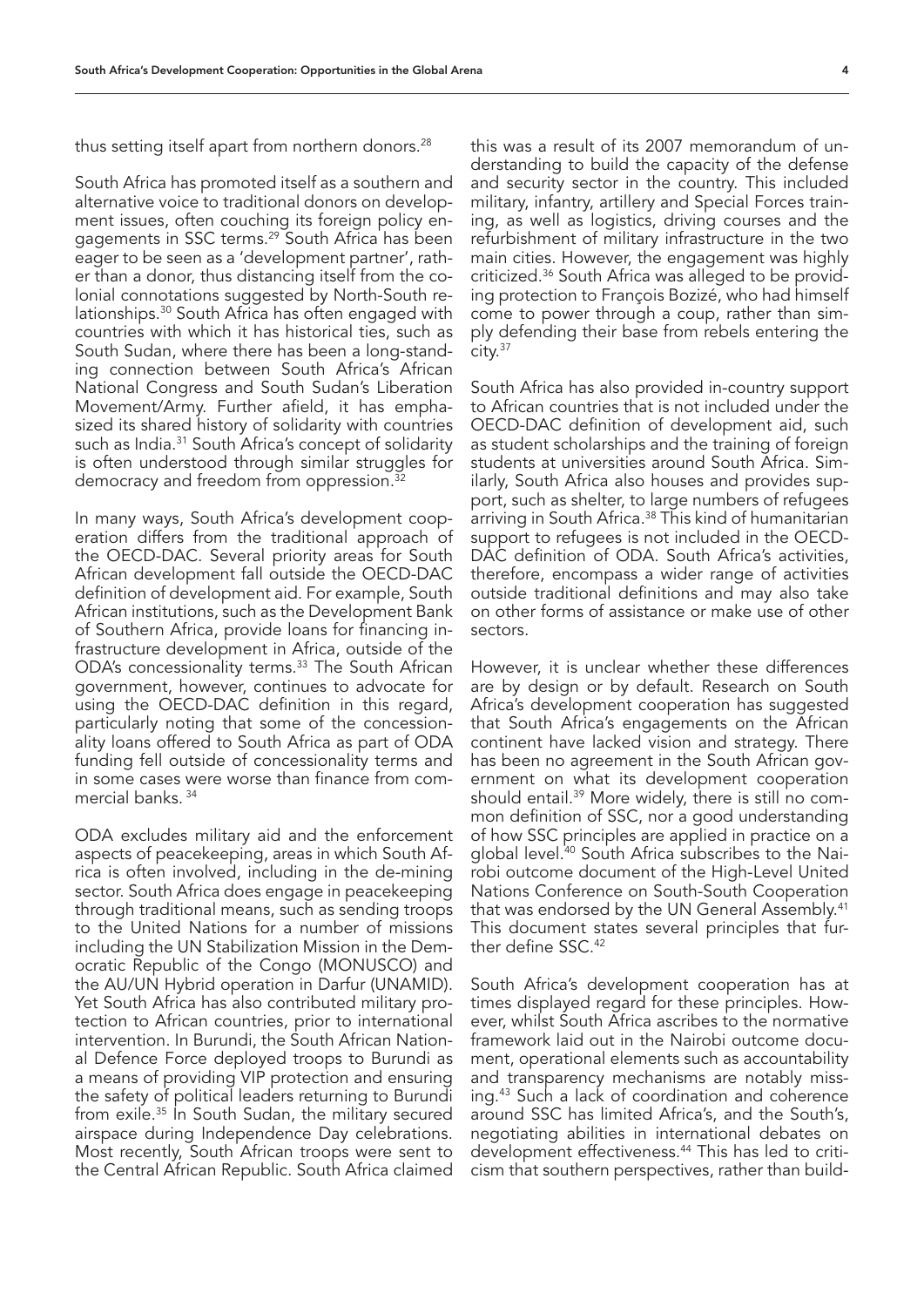thus setting itself apart from northern donors.[28]

South Africa has promoted itself as a southern and alternative voice to traditional donors on development issues, often couching its foreign policy engagements in SSC terms.[29] South Africa has been eager to be seen as a 'development partner', rather than a donor, thus distancing itself from the colonial connotations suggested by North-South relationships.[30] South Africa has often engaged with countries with which it has historical ties, such as South Sudan, where there has been a long-standing connection between South Africa's African National Congress and South Sudan's Liberation Movement/Army. Further afield, it has emphasized its shared history of solidarity with countries such as India.[31] South Africa's concept of solidarity is often understood through similar struggles for democracy and freedom from oppression.[32]

In many ways, South Africa's development cooperation differs from the traditional approach of the OECD-DAC. Several priority areas for South African development fall outside the OECD-DAC definition of development aid. For example, South African institutions, such as the Development Bank of Southern Africa, provide loans for financing infrastructure development in Africa, outside of the ODA's concessionality terms.[33] The South African government, however, continues to advocate for using the OECD-DAC definition in this regard, particularly noting that some of the concessionality loans offered to South Africa as part of ODA funding fell outside of concessionality terms and in some cases were worse than finance from commercial banks.[34]

ODA excludes military aid and the enforcement aspects of peacekeeping, areas in which South Africa is often involved, including in the de-mining sector. South Africa does engage in peacekeeping through traditional means, such as sending troops to the United Nations for a number of missions including the UN Stabilization Mission in the Democratic Republic of the Congo (MONUSCO) and the AU/UN Hybrid operation in Darfur (UNAMID). Yet South Africa has also contributed military protection to African countries, prior to international intervention. In Burundi, the South African National Defence Force deployed troops to Burundi as a means of providing VIP protection and ensuring the safety of political leaders returning to Burundi from exile.[35] In South Sudan, the military secured airspace during Independence Day celebrations. Most recently, South African troops were sent to the Central African Republic. South Africa claimed this was a result of its 2007 memorandum of understanding to build the capacity of the defense and security sector in the country. This included military, infantry, artillery and Special Forces training, as well as logistics, driving courses and the refurbishment of military infrastructure in the two main cities. However, the engagement was highly criticized.[36] South Africa was alleged to be providing protection to François Bozizé, who had himself come to power through a coup, rather than simply defending their base from rebels entering the city.[37]

South Africa has also provided in-country support to African countries that is not included under the OECD-DAC definition of development aid, such as student scholarships and the training of foreign students at universities around South Africa. Similarly, South Africa also houses and provides support, such as shelter, to large numbers of refugees arriving in South Africa.[38] This kind of humanitarian support to refugees is not included in the OECD-DAC definition of ODA. South Africa's activities, therefore, encompass a wider range of activities outside traditional definitions and may also take on other forms of assistance or make use of other sectors.

However, it is unclear whether these differences are by design or by default. Research on South Africa's development cooperation has suggested that South Africa's engagements on the African continent have lacked vision and strategy. There has been no agreement in the South African government on what its development cooperation should entail.[39] More widely, there is still no common definition of SSC, nor a good understanding of how SSC principles are applied in practice on a global level.[40] South Africa subscribes to the Nairobi outcome document of the High-Level United Nations Conference on South-South Cooperation that was endorsed by the UN General Assembly.[41] This document states several principles that further define SSC.[42]

South Africa's development cooperation has at times displayed regard for these principles. However, whilst South Africa ascribes to the normative framework laid out in the Nairobi outcome document, operational elements such as accountability and transparency mechanisms are notably missing.[43] Such a lack of coordination and coherence around SSC has limited Africa's, and the South's, negotiating abilities in international debates on development effectiveness.[44] This has led to criticism that southern perspectives, rather than build-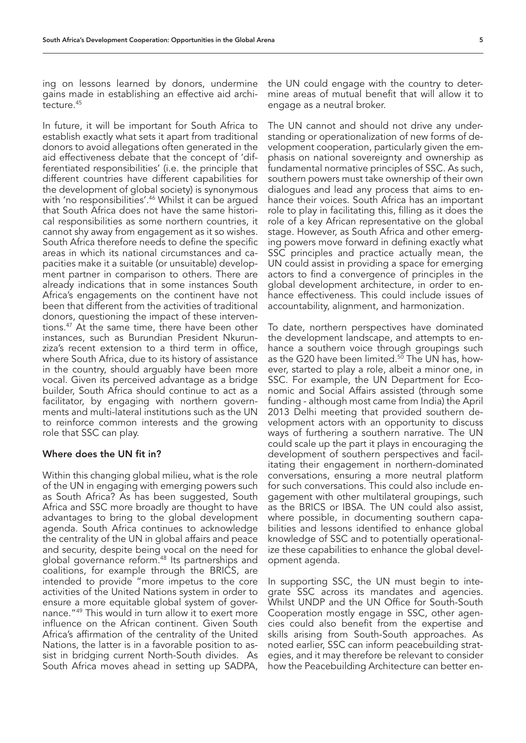ing on lessons learned by donors, undermine gains made in establishing an effective aid architecture.[45]

In future, it will be important for South Africa to establish exactly what sets it apart from traditional donors to avoid allegations often generated in the aid effectiveness debate that the concept of 'differentiated responsibilities' (i.e. the principle that different countries have different capabilities for the development of global society) is synonymous with 'no responsibilities'.[46] Whilst it can be argued that South Africa does not have the same historical responsibilities as some northern countries, it cannot shy away from engagement as it so wishes. South Africa therefore needs to define the specific areas in which its national circumstances and capacities make it a suitable (or unsuitable) development partner in comparison to others. There are already indications that in some instances South Africa's engagements on the continent have not been that different from the activities of traditional donors, questioning the impact of these interventions.[47] At the same time, there have been other instances, such as Burundian President Nkurunziza's recent extension to a third term in office, where South Africa, due to its history of assistance in the country, should arguably have been more vocal. Given its perceived advantage as a bridge builder, South Africa should continue to act as a facilitator, by engaging with northern governments and multi-lateral institutions such as the UN to reinforce common interests and the growing role that SSC can play.

### Where does the UN fit in?

Within this changing global milieu, what is the role of the UN in engaging with emerging powers such as South Africa? As has been suggested, South Africa and SSC more broadly are thought to have advantages to bring to the global development agenda. South Africa continues to acknowledge the centrality of the UN in global affairs and peace and security, despite being vocal on the need for global governance reform.[48] Its partnerships and coalitions, for example through the BRICS, are intended to provide "more impetus to the core activities of the United Nations system in order to ensure a more equitable global system of governance."[49] This would in turn allow it to exert more influence on the African continent. Given South Africa's affirmation of the centrality of the United Nations, the latter is in a favorable position to assist in bridging current North-South divides. As South Africa moves ahead in setting up SADPA, the UN could engage with the country to determine areas of mutual benefit that will allow it to engage as a neutral broker.

The UN cannot and should not drive any understanding or operationalization of new forms of development cooperation, particularly given the emphasis on national sovereignty and ownership as fundamental normative principles of SSC. As such, southern powers must take ownership of their own dialogues and lead any process that aims to enhance their voices. South Africa has an important role to play in facilitating this, filling as it does the role of a key African representative on the global stage. However, as South Africa and other emerging powers move forward in defining exactly what SSC principles and practice actually mean, the UN could assist in providing a space for emerging actors to find a convergence of principles in the global development architecture, in order to enhance effectiveness. This could include issues of accountability, alignment, and harmonization.

To date, northern perspectives have dominated the development landscape, and attempts to enhance a southern voice through groupings such as the G20 have been limited.[50] The UN has, however, started to play a role, albeit a minor one, in SSC. For example, the UN Department for Economic and Social Affairs assisted (through some funding - although most came from India) the April 2013 Delhi meeting that provided southern development actors with an opportunity to discuss ways of furthering a southern narrative. The UN could scale up the part it plays in encouraging the development of southern perspectives and facilitating their engagement in northern-dominated conversations, ensuring a more neutral platform for such conversations. This could also include engagement with other multilateral groupings, such as the BRICS or IBSA. The UN could also assist, where possible, in documenting southern capabilities and lessons identified to enhance global knowledge of SSC and to potentially operationalize these capabilities to enhance the global development agenda.

In supporting SSC, the UN must begin to integrate SSC across its mandates and agencies. Whilst UNDP and the UN Office for South-South Cooperation mostly engage in SSC, other agencies could also benefit from the expertise and skills arising from South-South approaches. As noted earlier, SSC can inform peacebuilding strategies, and it may therefore be relevant to consider how the Peacebuilding Architecture can better en-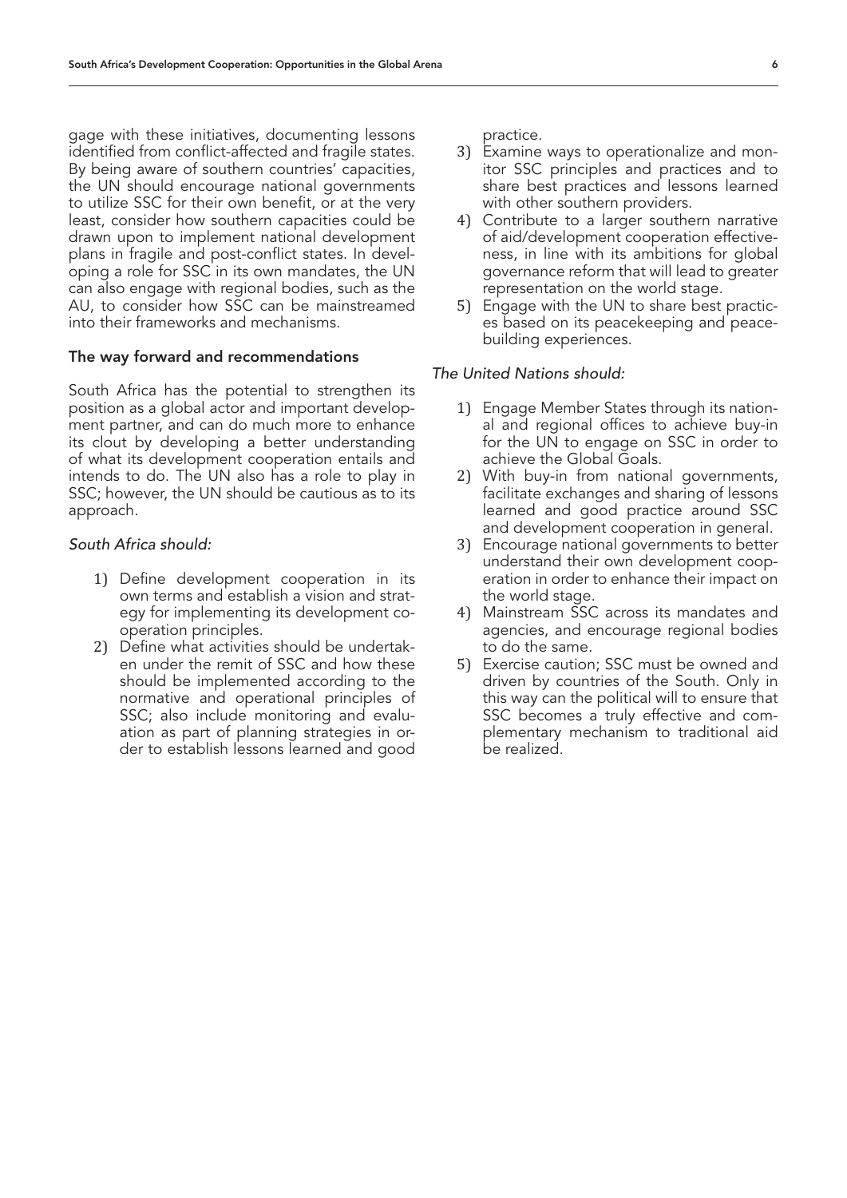gage with these initiatives, documenting lessons identified from conflict-affected and fragile states. By being aware of southern countries' capacities, the UN should encourage national governments to utilize SSC for their own benefit, or at the very least, consider how southern capacities could be drawn upon to implement national development plans in fragile and post-conflict states. In developing a role for SSC in its own mandates, the UN can also engage with regional bodies, such as the AU, to consider how SSC can be mainstreamed into their frameworks and mechanisms.

## The way forward and recommendations

South Africa has the potential to strengthen its position as a global actor and important development partner, and can do much more to enhance its clout by developing a better understanding of what its development cooperation entails and intends to do. The UN also has a role to play in SSC; however, the UN should be cautious as to its approach.

*South Africa should:*

1) Define development cooperation in its own terms and establish a vision and strategy for implementing its development cooperation principles.
2) Define what activities should be undertaken under the remit of SSC and how these should be implemented according to the normative and operational principles of SSC; also include monitoring and evaluation as part of planning strategies in order to establish lessons learned and good practice.
3) Examine ways to operationalize and monitor SSC principles and practices and to share best practices and lessons learned with other southern providers.
4) Contribute to a larger southern narrative of aid/development cooperation effectiveness, in line with its ambitions for global governance reform that will lead to greater representation on the world stage.
5) Engage with the UN to share best practices based on its peacekeeping and peacebuilding experiences.

*The United Nations should:*

1) Engage Member States through its national and regional offices to achieve buy-in for the UN to engage on SSC in order to achieve the Global Goals.
2) With buy-in from national governments, facilitate exchanges and sharing of lessons learned and good practice around SSC and development cooperation in general.
3) Encourage national governments to better understand their own development cooperation in order to enhance their impact on the world stage.
4) Mainstream SSC across its mandates and agencies, and encourage regional bodies to do the same.
5) Exercise caution; SSC must be owned and driven by countries of the South. Only in this way can the political will to ensure that SSC becomes a truly effective and complementary mechanism to traditional aid be realized.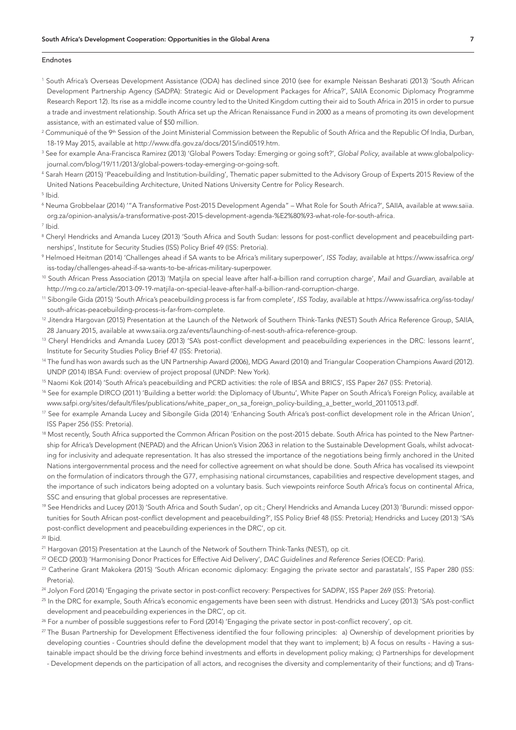## Endnotes

[1] South Africa's Overseas Development Assistance (ODA) has declined since 2010 (see for example Neissan Besharati (2013) 'South African Development Partnership Agency (SADPA): Strategic Aid or Development Packages for Africa?', SAIIA Economic Diplomacy Programme Research Report 12). Its rise as a middle income country led to the United Kingdom cutting their aid to South Africa in 2015 in order to pursue a trade and investment relationship. South Africa set up the African Renaissance Fund in 2000 as a means of promoting its own development assistance, with an estimated value of $50 million.

[2] Communiqué of the 9th Session of the Joint Ministerial Commission between the Republic of South Africa and the Republic Of India, Durban, 18-19 May 2015, available at http://www.dfa.gov.za/docs/2015/indi0519.htm.

[3] See for example Ana-Francisca Ramirez (2013) 'Global Powers Today: Emerging or going soft?', *Global Policy*, available at www.globalpolicyjournal.com/blog/19/11/2013/global-powers-today-emerging-or-going-soft.

[4] Sarah Hearn (2015) 'Peacebuilding and Institution-building', Thematic paper submitted to the Advisory Group of Experts 2015 Review of the United Nations Peacebuilding Architecture, United Nations University Centre for Policy Research.

[5] Ibid.

[6] Neuma Grobbelaar (2014) '"A Transformative Post-2015 Development Agenda" – What Role for South Africa?', SAIIA, available at www.saiia.org.za/opinion-analysis/a-transformative-post-2015-development-agenda-%E2%80%93-what-role-for-south-africa.

[7] Ibid.

[8] Cheryl Hendricks and Amanda Lucey (2013) 'South Africa and South Sudan: lessons for post-conflict development and peacebuilding partnerships', Institute for Security Studies (ISS) Policy Brief 49 (ISS: Pretoria).

[9] Helmoed Heitman (2014) 'Challenges ahead if SA wants to be Africa's military superpower', *ISS Today*, available at https://www.issafrica.org/iss-today/challenges-ahead-if-sa-wants-to-be-africas-military-superpower.

[10] South African Press Association (2013) 'Matjila on special leave after half-a-billion rand corruption charge', *Mail and Guardian*, available at http://mg.co.za/article/2013-09-19-matjila-on-special-leave-after-half-a-billion-rand-corruption-charge.

[11] Sibongile Gida (2015) 'South Africa's peacebuilding process is far from complete', *ISS Today*, available at https://www.issafrica.org/iss-today/south-africas-peacebuilding-process-is-far-from-complete.

[12] Jitendra Hargovan (2015) Presentation at the Launch of the Network of Southern Think-Tanks (NEST) South Africa Reference Group, SAIIA, 28 January 2015, available at www.saiia.org.za/events/launching-of-nest-south-africa-reference-group.

[13] Cheryl Hendricks and Amanda Lucey (2013) 'SA's post-conflict development and peacebuilding experiences in the DRC: lessons learnt', Institute for Security Studies Policy Brief 47 (ISS: Pretoria).

[14] The fund has won awards such as the UN Partnership Award (2006), MDG Award (2010) and Triangular Cooperation Champions Award (2012). UNDP (2014) IBSA Fund: overview of project proposal (UNDP: New York).

[15] Naomi Kok (2014) 'South Africa's peacebuilding and PCRD activities: the role of IBSA and BRICS', ISS Paper 267 (ISS: Pretoria).

[16] See for example DIRCO (2011) 'Building a better world: the Diplomacy of Ubuntu', White Paper on South Africa's Foreign Policy, available at www.safpi.org/sites/default/files/publications/white_paper_on_sa_foreign_policy-building_a_better_world_20110513.pdf.

[17] See for example Amanda Lucey and Sibongile Gida (2014) 'Enhancing South Africa's post-conflict development role in the African Union', ISS Paper 256 (ISS: Pretoria).

[18] Most recently, South Africa supported the Common African Position on the post-2015 debate. South Africa has pointed to the New Partnership for Africa's Development (NEPAD) and the African Union's Vision 2063 in relation to the Sustainable Development Goals, whilst advocating for inclusivity and adequate representation. It has also stressed the importance of the negotiations being firmly anchored in the United Nations intergovernmental process and the need for collective agreement on what should be done. South Africa has vocalised its viewpoint on the formulation of indicators through the G77, emphasising national circumstances, capabilities and respective development stages, and the importance of such indicators being adopted on a voluntary basis. Such viewpoints reinforce South Africa's focus on continental Africa, SSC and ensuring that global processes are representative.

[19] See Hendricks and Lucey (2013) 'South Africa and South Sudan', op cit.; Cheryl Hendricks and Amanda Lucey (2013) 'Burundi: missed opportunities for South African post-conflict development and peacebuilding?', ISS Policy Brief 48 (ISS: Pretoria); Hendricks and Lucey (2013) 'SA's post-conflict development and peacebuilding experiences in the DRC', op cit.

[20] Ibid.

[21] Hargovan (2015) Presentation at the Launch of the Network of Southern Think-Tanks (NEST), op cit.

[22] OECD (2003) 'Harmonising Donor Practices for Effective Aid Delivery', *DAC Guidelines and Reference Series* (OECD: Paris).

[23] Catherine Grant Makokera (2015) 'South African economic diplomacy: Engaging the private sector and parastatals', ISS Paper 280 (ISS: Pretoria).

[24] Jolyon Ford (2014) 'Engaging the private sector in post-conflict recovery: Perspectives for SADPA', ISS Paper 269 (ISS: Pretoria).

[25] In the DRC for example, South Africa's economic engagements have been seen with distrust. Hendricks and Lucey (2013) 'SA's post-conflict development and peacebuilding experiences in the DRC', op cit.

[26] For a number of possible suggestions refer to Ford (2014) 'Engaging the private sector in post-conflict recovery', op cit.

[27] The Busan Partnership for Development Effectiveness identified the four following principles: a) Ownership of development priorities by developing counties - Countries should define the development model that they want to implement; b) A focus on results - Having a sustainable impact should be the driving force behind investments and efforts in development policy making; c) Partnerships for development - Development depends on the participation of all actors, and recognises the diversity and complementarity of their functions; and d) Trans-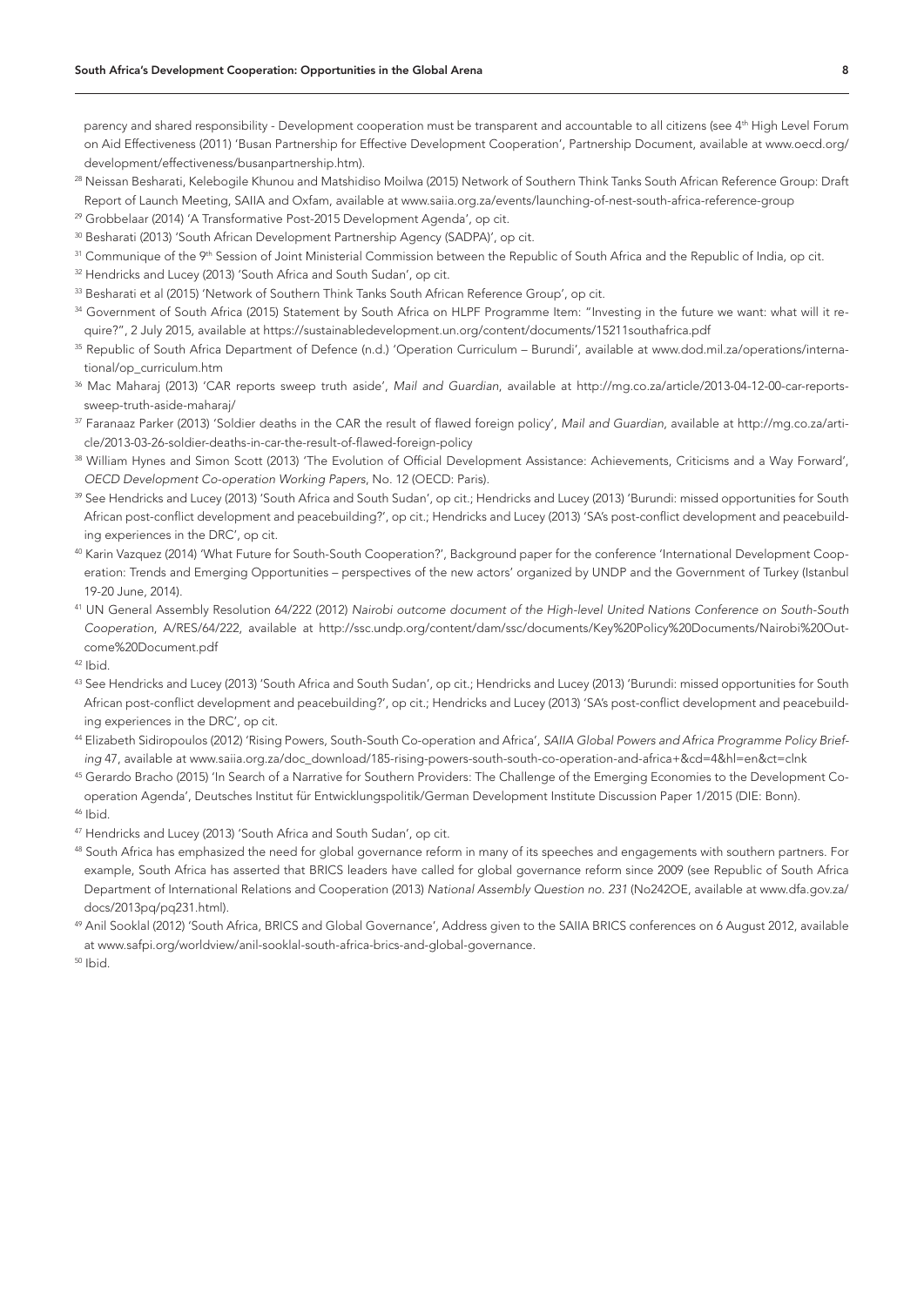parency and shared responsibility - Development cooperation must be transparent and accountable to all citizens (see 4th High Level Forum on Aid Effectiveness (2011) 'Busan Partnership for Effective Development Cooperation', Partnership Document, available at www.oecd.org/development/effectiveness/busanpartnership.htm).

[28] Neissan Besharati, Kelebogile Khunou and Matshidiso Moilwa (2015) Network of Southern Think Tanks South African Reference Group: Draft Report of Launch Meeting, SAIIA and Oxfam, available at www.saiia.org.za/events/launching-of-nest-south-africa-reference-group

[29] Grobbelaar (2014) 'A Transformative Post-2015 Development Agenda', op cit.

[30] Besharati (2013) 'South African Development Partnership Agency (SADPA)', op cit.

[31] Communique of the 9th Session of Joint Ministerial Commission between the Republic of South Africa and the Republic of India, op cit.

[32] Hendricks and Lucey (2013) 'South Africa and South Sudan', op cit.

[33] Besharati et al (2015) 'Network of Southern Think Tanks South African Reference Group', op cit.

[34] Government of South Africa (2015) Statement by South Africa on HLPF Programme Item: "Investing in the future we want: what will it require?", 2 July 2015, available at https://sustainabledevelopment.un.org/content/documents/15211southafrica.pdf

[35] Republic of South Africa Department of Defence (n.d.) 'Operation Curriculum – Burundi', available at www.dod.mil.za/operations/international/op_curriculum.htm

[36] Mac Maharaj (2013) 'CAR reports sweep truth aside', *Mail and Guardian*, available at http://mg.co.za/article/2013-04-12-00-car-reports-sweep-truth-aside-maharaj/

[37] Faranaaz Parker (2013) 'Soldier deaths in the CAR the result of flawed foreign policy', *Mail and Guardian*, available at http://mg.co.za/article/2013-03-26-soldier-deaths-in-car-the-result-of-flawed-foreign-policy

[38] William Hynes and Simon Scott (2013) 'The Evolution of Official Development Assistance: Achievements, Criticisms and a Way Forward', *OECD Development Co-operation Working Papers*, No. 12 (OECD: Paris).

[39] See Hendricks and Lucey (2013) 'South Africa and South Sudan', op cit.; Hendricks and Lucey (2013) 'Burundi: missed opportunities for South African post-conflict development and peacebuilding?', op cit.; Hendricks and Lucey (2013) 'SA's post-conflict development and peacebuilding experiences in the DRC', op cit.

[40] Karin Vazquez (2014) 'What Future for South-South Cooperation?', Background paper for the conference 'International Development Cooperation: Trends and Emerging Opportunities – perspectives of the new actors' organized by UNDP and the Government of Turkey (Istanbul 19-20 June, 2014).

[41] UN General Assembly Resolution 64/222 (2012) *Nairobi outcome document of the High-level United Nations Conference on South-South Cooperation*, A/RES/64/222, available at http://ssc.undp.org/content/dam/ssc/documents/Key%20Policy%20Documents/Nairobi%20Outcome%20Document.pdf

[42] Ibid.

[43] See Hendricks and Lucey (2013) 'South Africa and South Sudan', op cit.; Hendricks and Lucey (2013) 'Burundi: missed opportunities for South African post-conflict development and peacebuilding?', op cit.; Hendricks and Lucey (2013) 'SA's post-conflict development and peacebuilding experiences in the DRC', op cit.

[44] Elizabeth Sidiropoulos (2012) 'Rising Powers, South-South Co-operation and Africa', *SAIIA Global Powers and Africa Programme Policy Briefing* 47, available at www.saiia.org.za/doc_download/185-rising-powers-south-south-co-operation-and-africa+&cd=4&hl=en&ct=clnk

[45] Gerardo Bracho (2015) 'In Search of a Narrative for Southern Providers: The Challenge of the Emerging Economies to the Development Cooperation Agenda', Deutsches Institut für Entwicklungspolitik/German Development Institute Discussion Paper 1/2015 (DIE: Bonn).

[46] Ibid.

[47] Hendricks and Lucey (2013) 'South Africa and South Sudan', op cit.

[48] South Africa has emphasized the need for global governance reform in many of its speeches and engagements with southern partners. For example, South Africa has asserted that BRICS leaders have called for global governance reform since 2009 (see Republic of South Africa Department of International Relations and Cooperation (2013) *National Assembly Question no. 231* (No242OE, available at www.dfa.gov.za/docs/2013pq/pq231.html).

[49] Anil Sooklal (2012) 'South Africa, BRICS and Global Governance', Address given to the SAIIA BRICS conferences on 6 August 2012, available at www.safpi.org/worldview/anil-sooklal-south-africa-brics-and-global-governance.

[50] Ibid.